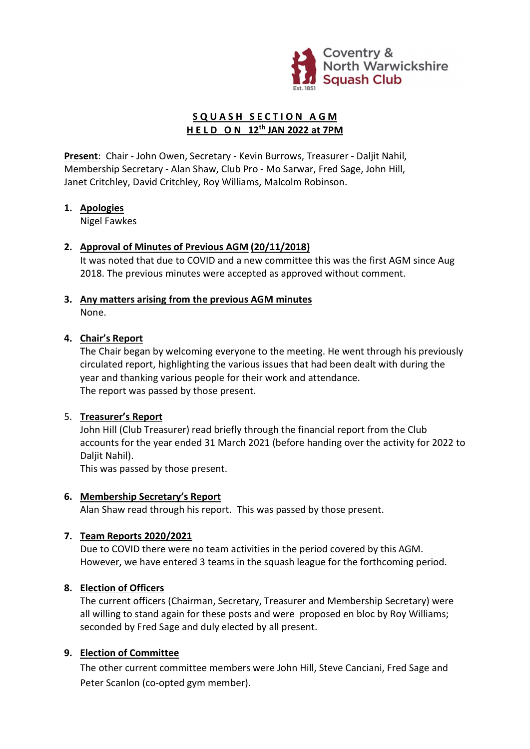Coventry & North Warwickshire Squash Club
Est. 1851

# SQUASH SECTION AGM
## HELD ON 12th JAN 2022 at 7PM

**Present**: Chair - John Owen, Secretary - Kevin Burrows, Treasurer - Daljit Nahil, Membership Secretary - Alan Shaw, Club Pro - Mo Sarwar, Fred Sage, John Hill, Janet Critchley, David Critchley, Roy Williams, Malcolm Robinson.

1. **Apologies**
   Nigel Fawkes

2. **Approval of Minutes of Previous AGM (20/11/2018)**
   It was noted that due to COVID and a new committee this was the first AGM since Aug 2018. The previous minutes were accepted as approved without comment.

3. **Any matters arising from the previous AGM minutes**
   None.

4. **Chair's Report**
   The Chair began by welcoming everyone to the meeting. He went through his previously circulated report, highlighting the various issues that had been dealt with during the year and thanking various people for their work and attendance.
   The report was passed by those present.

5. **Treasurer's Report**
   John Hill (Club Treasurer) read briefly through the financial report from the Club accounts for the year ended 31 March 2021 (before handing over the activity for 2022 to Daljit Nahil).
   This was passed by those present.

6. **Membership Secretary's Report**
   Alan Shaw read through his report. This was passed by those present.

7. **Team Reports 2020/2021**
   Due to COVID there were no team activities in the period covered by this AGM. However, we have entered 3 teams in the squash league for the forthcoming period.

8. **Election of Officers**
   The current officers (Chairman, Secretary, Treasurer and Membership Secretary) were all willing to stand again for these posts and were proposed en bloc by Roy Williams; seconded by Fred Sage and duly elected by all present.

9. **Election of Committee**
   The other current committee members were John Hill, Steve Canciani, Fred Sage and Peter Scanlon (co-opted gym member).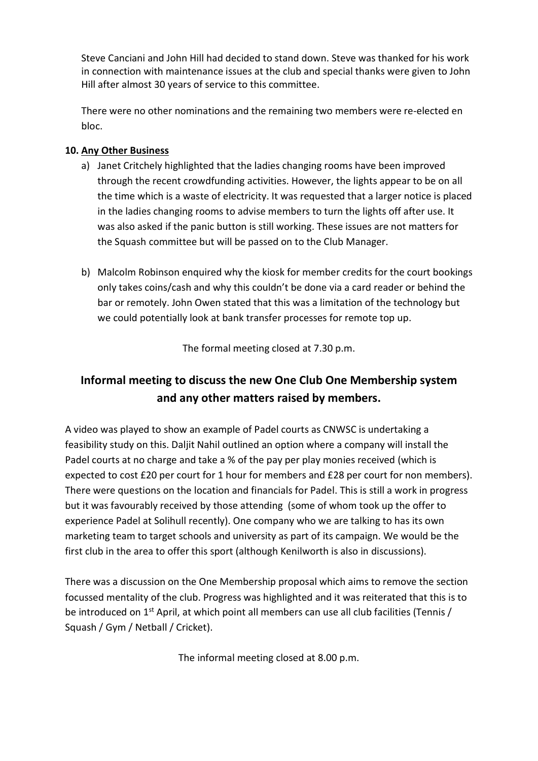Steve Canciani and John Hill had decided to stand down. Steve was thanked for his work in connection with maintenance issues at the club and special thanks were given to John Hill after almost 30 years of service to this committee.

There were no other nominations and the remaining two members were re-elected en bloc.

**10. Any Other Business**

a) Janet Critchely highlighted that the ladies changing rooms have been improved through the recent crowdfunding activities. However, the lights appear to be on all the time which is a waste of electricity. It was requested that a larger notice is placed in the ladies changing rooms to advise members to turn the lights off after use. It was also asked if the panic button is still working. These issues are not matters for the Squash committee but will be passed on to the Club Manager.

b) Malcolm Robinson enquired why the kiosk for member credits for the court bookings only takes coins/cash and why this couldn't be done via a card reader or behind the bar or remotely. John Owen stated that this was a limitation of the technology but we could potentially look at bank transfer processes for remote top up.

The formal meeting closed at 7.30 p.m.

## Informal meeting to discuss the new One Club One Membership system and any other matters raised by members.

A video was played to show an example of Padel courts as CNWSC is undertaking a feasibility study on this. Daljit Nahil outlined an option where a company will install the Padel courts at no charge and take a % of the pay per play monies received (which is expected to cost £20 per court for 1 hour for members and £28 per court for non members). There were questions on the location and financials for Padel. This is still a work in progress but it was favourably received by those attending (some of whom took up the offer to experience Padel at Solihull recently). One company who we are talking to has its own marketing team to target schools and university as part of its campaign. We would be the first club in the area to offer this sport (although Kenilworth is also in discussions).

There was a discussion on the One Membership proposal which aims to remove the section focussed mentality of the club. Progress was highlighted and it was reiterated that this is to be introduced on 1st April, at which point all members can use all club facilities (Tennis / Squash / Gym / Netball / Cricket).

The informal meeting closed at 8.00 p.m.